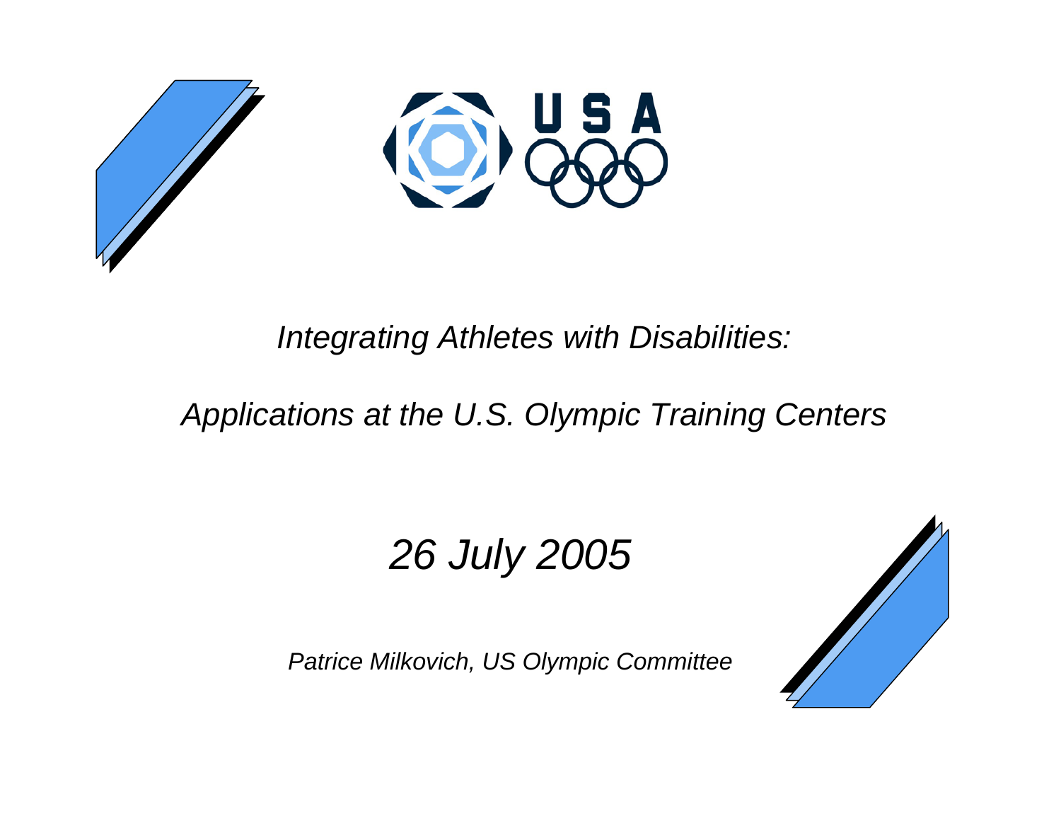# *Integrating Athletes with Disabilities:*

## *Applications at the U.S. Olympic Training Centers*

*26 July 2005*

*Patrice Milkovich, US Olympic Committee*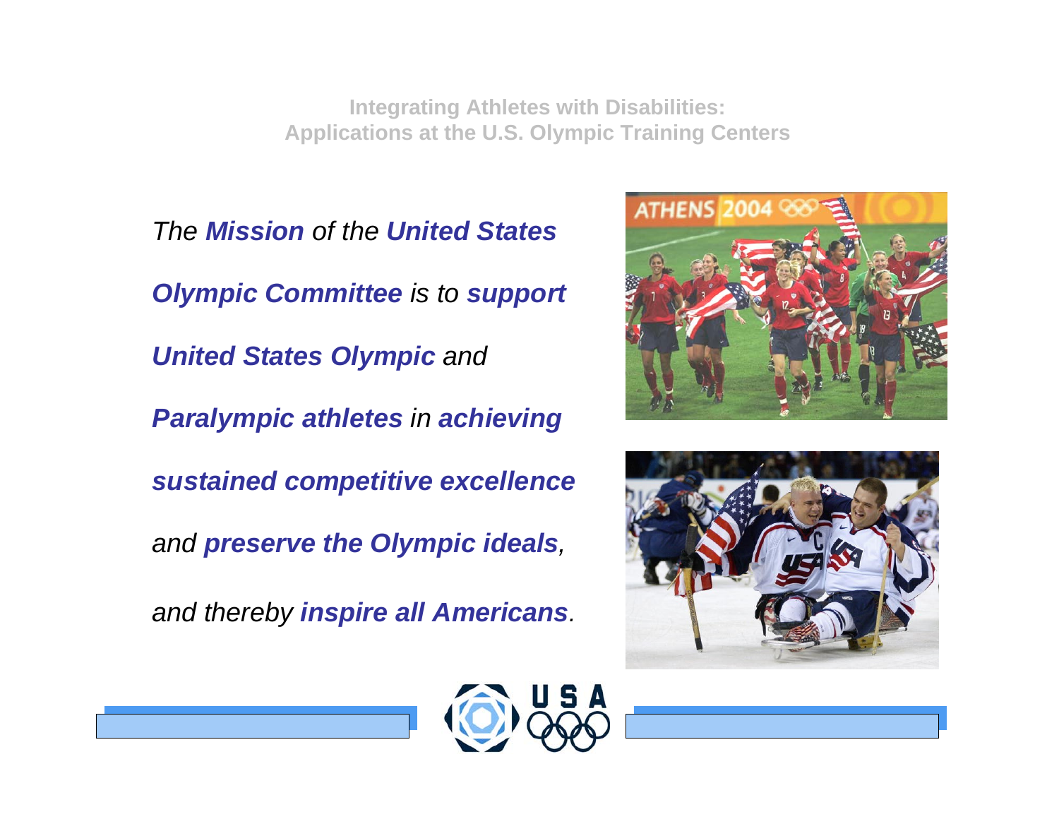Integrating Athletes with Disabilities: Applications at the U.S. Olympic Training Centers

*The **Mission** of the **United States Olympic Committee** is to **support United States Olympic** and **Paralympic athletes** in **achieving sustained competitive excellence** and **preserve the Olympic ideals**, and thereby **inspire all Americans**.*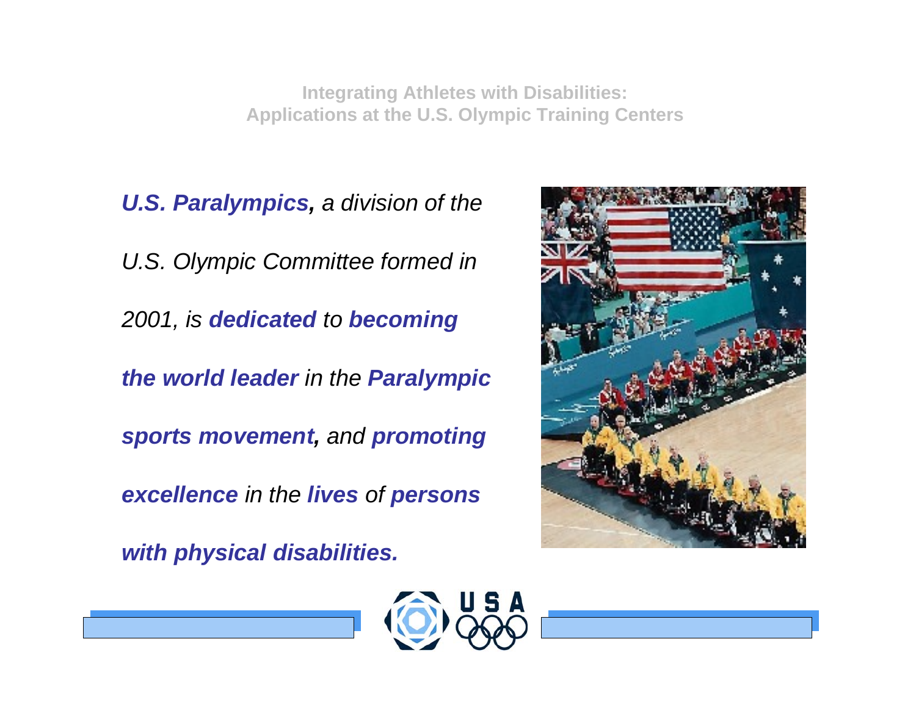Integrating Athletes with Disabilities:
Applications at the U.S. Olympic Training Centers

***U.S. Paralympics,*** *a division of the U.S. Olympic Committee formed in 2001, is* ***dedicated*** *to* ***becoming the world leader*** *in the* ***Paralympic sports movement,*** *and* ***promoting excellence*** *in the* ***lives*** *of* ***persons with physical disabilities.***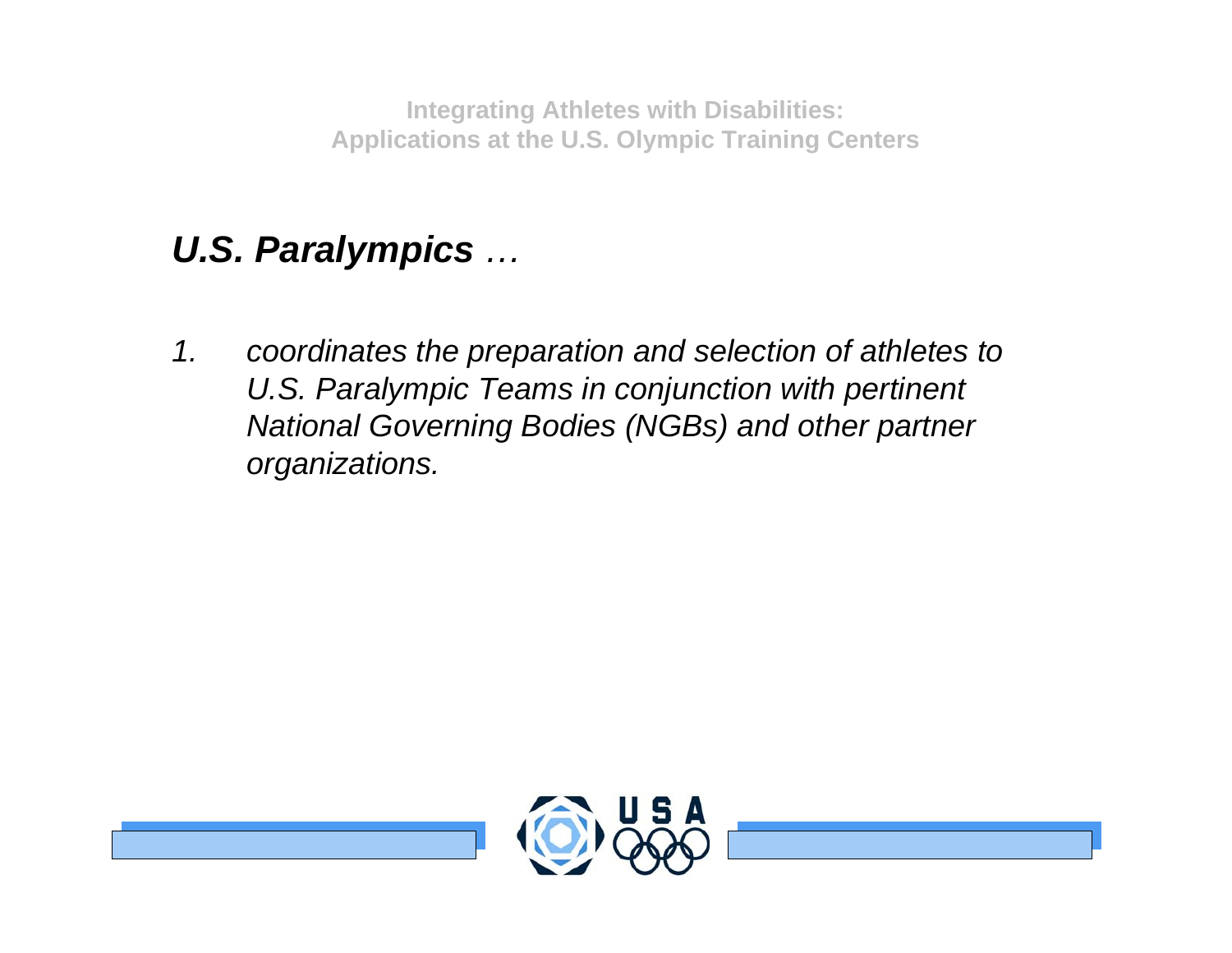## ***U.S. Paralympics …***

1. *coordinates the preparation and selection of athletes to U.S. Paralympic Teams in conjunction with pertinent National Governing Bodies (NGBs) and other partner organizations.*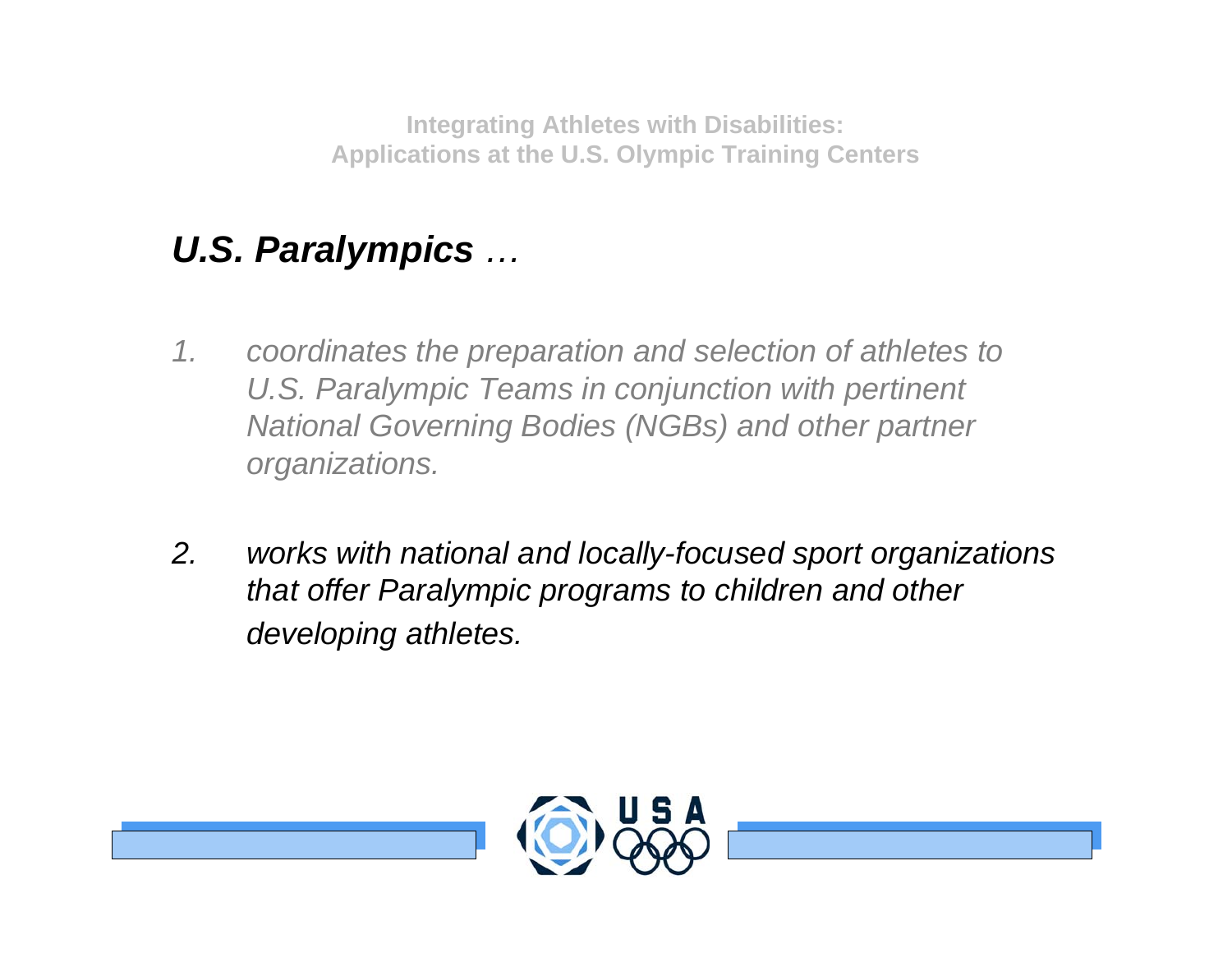## *U.S. Paralympics …*

1. *coordinates the preparation and selection of athletes to U.S. Paralympic Teams in conjunction with pertinent National Governing Bodies (NGBs) and other partner organizations.*

2. *works with national and locally-focused sport organizations that offer Paralympic programs to children and other developing athletes.*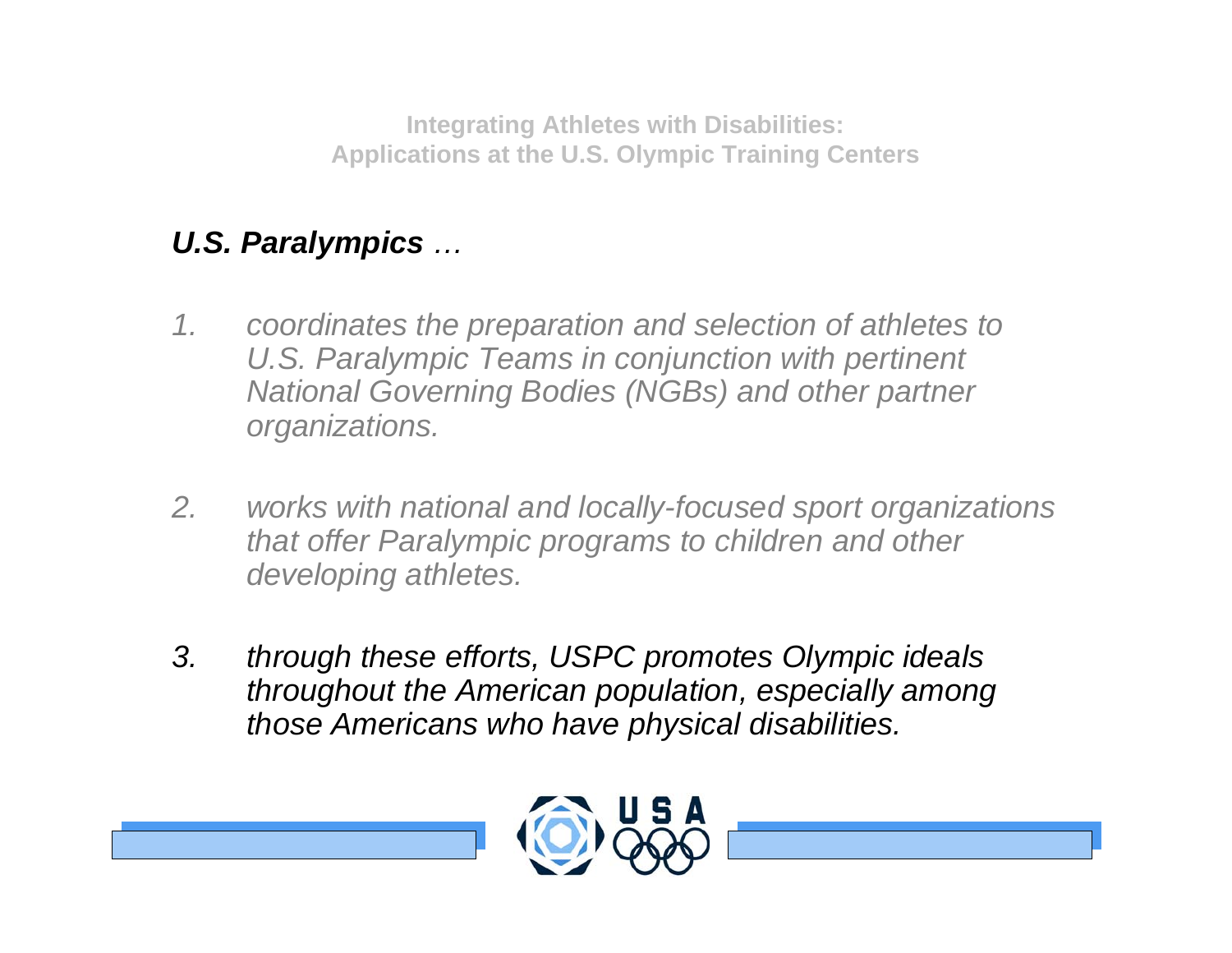**Integrating Athletes with Disabilities: Applications at the U.S. Olympic Training Centers**

***U.S. Paralympics** …*

1. *coordinates the preparation and selection of athletes to U.S. Paralympic Teams in conjunction with pertinent National Governing Bodies (NGBs) and other partner organizations.*

2. *works with national and locally-focused sport organizations that offer Paralympic programs to children and other developing athletes.*

3. *through these efforts, USPC promotes Olympic ideals throughout the American population, especially among those Americans who have physical disabilities.*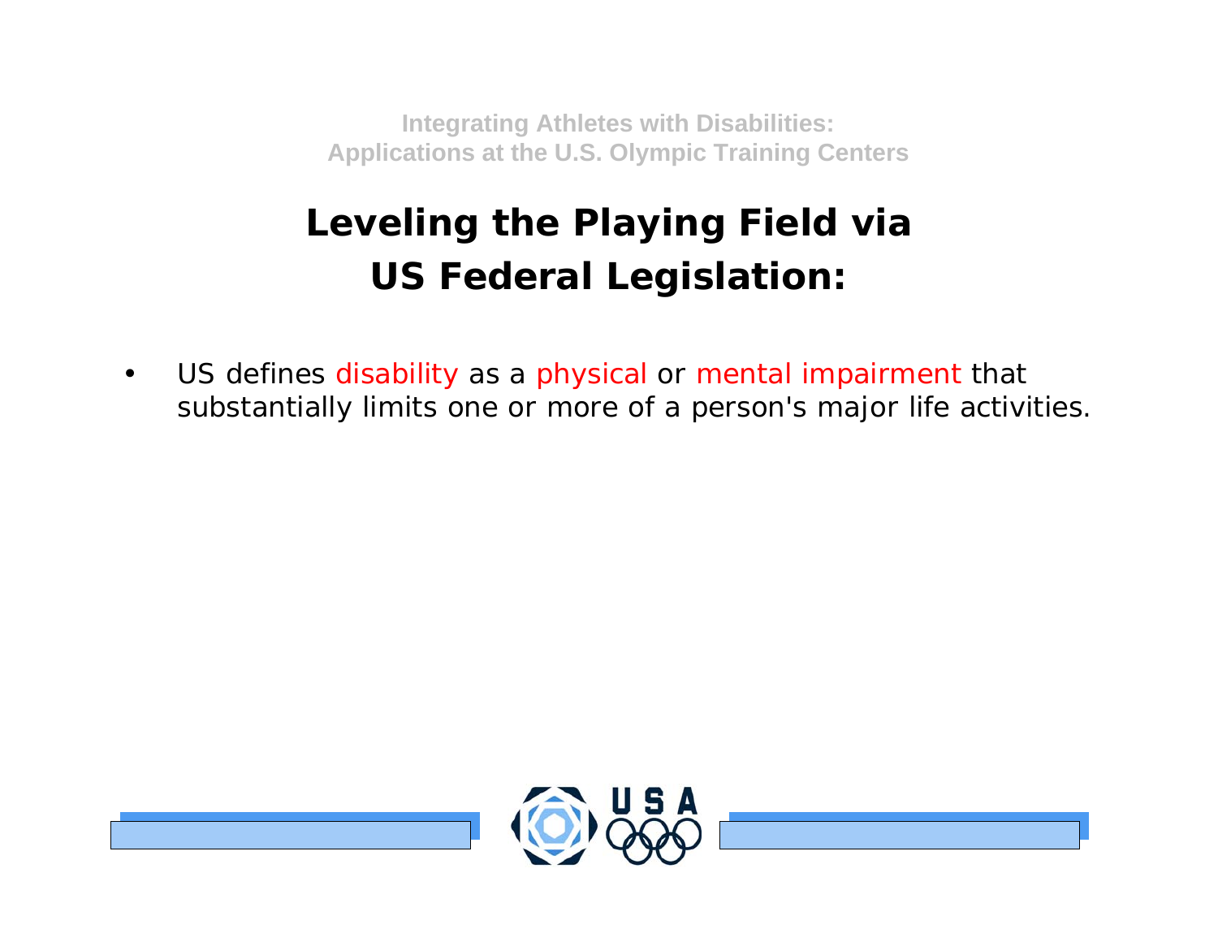## Leveling the Playing Field via US Federal Legislation:

- US defines disability as a physical or mental impairment that substantially limits one or more of a person's major life activities.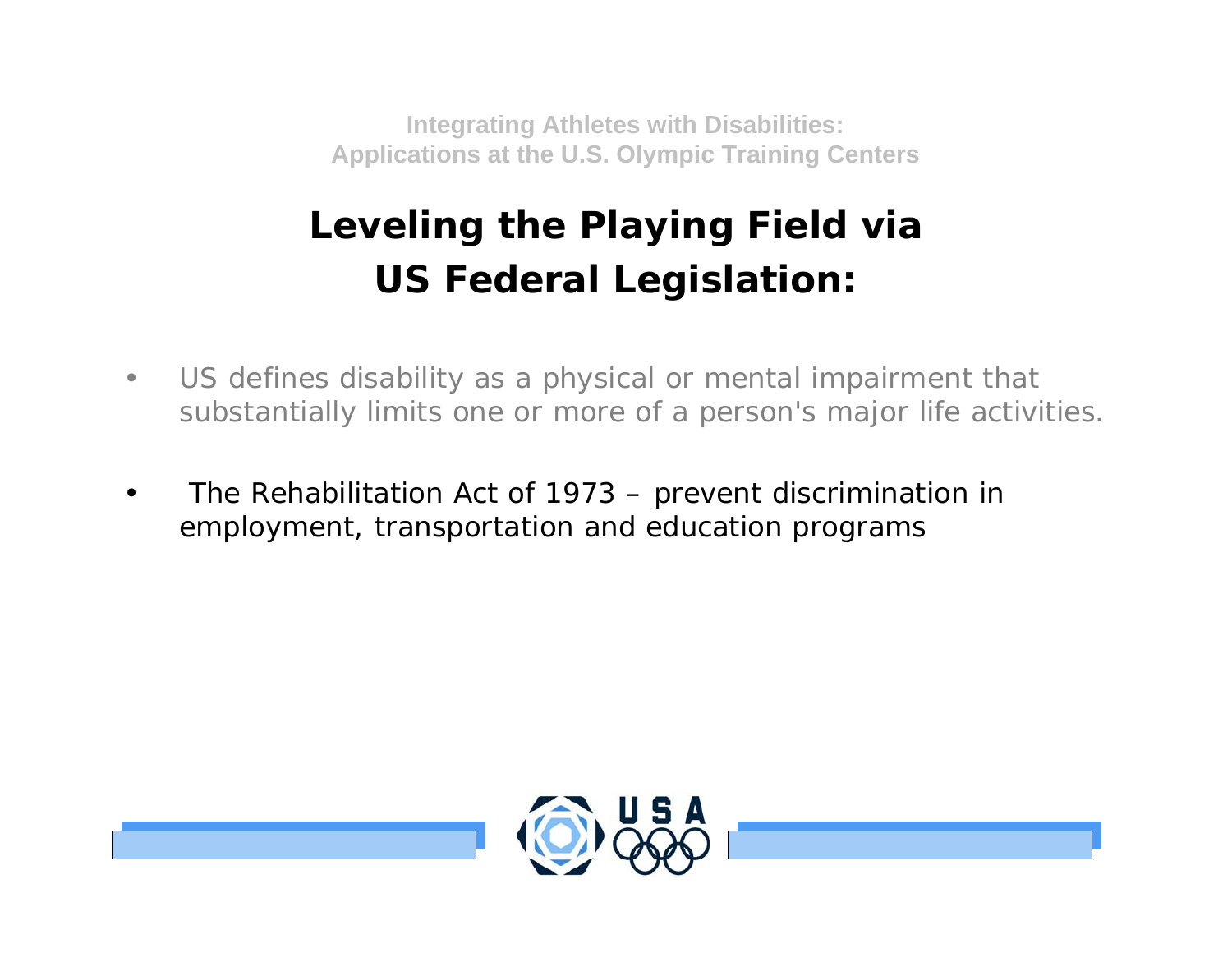Integrating Athletes with Disabilities:
Applications at the U.S. Olympic Training Centers

# Leveling the Playing Field via US Federal Legislation:

- US defines disability as a physical or mental impairment that substantially limits one or more of a person's major life activities.
- The Rehabilitation Act of 1973 – prevent discrimination in employment, transportation and education programs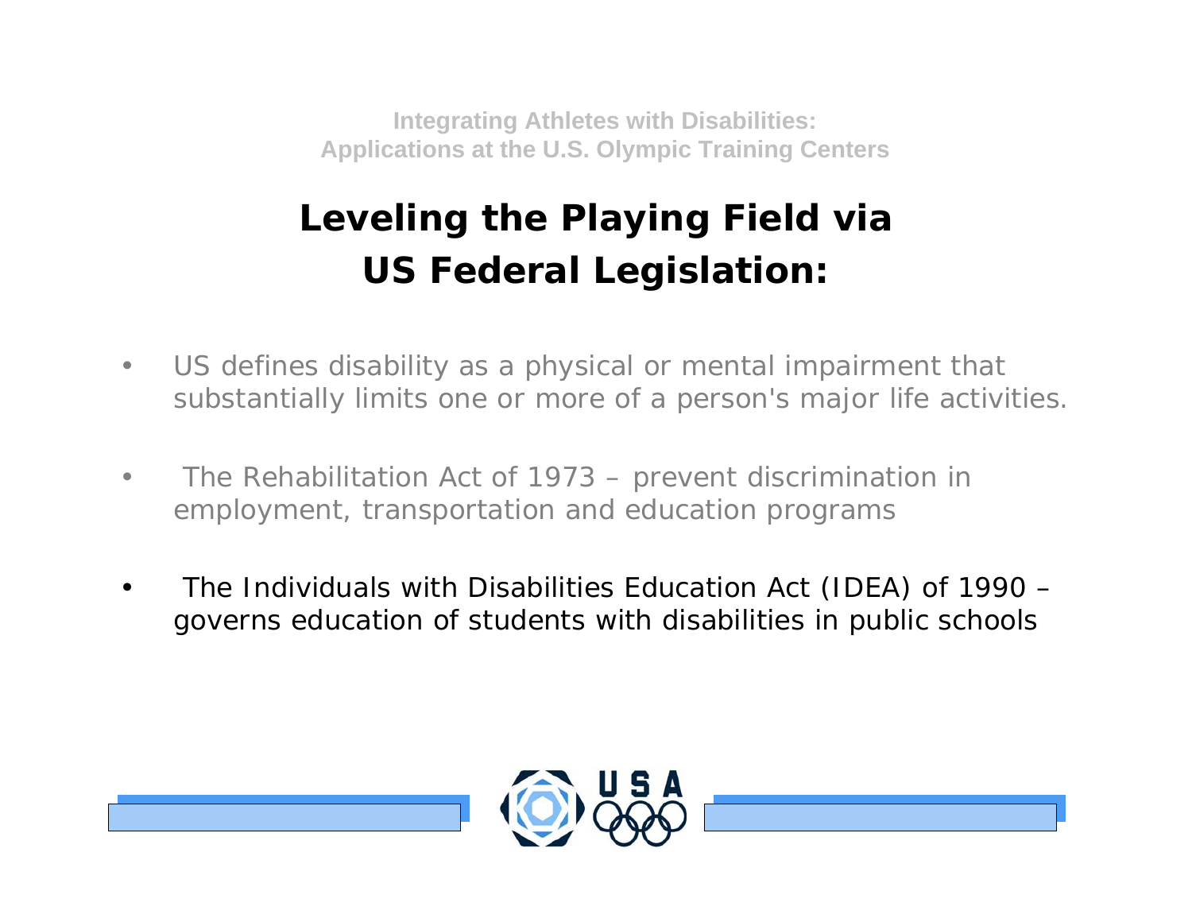# Leveling the Playing Field via US Federal Legislation:

- US defines disability as a physical or mental impairment that substantially limits one or more of a person's major life activities.
- The Rehabilitation Act of 1973 – prevent discrimination in employment, transportation and education programs
- The Individuals with Disabilities Education Act (IDEA) of 1990 – governs education of students with disabilities in public schools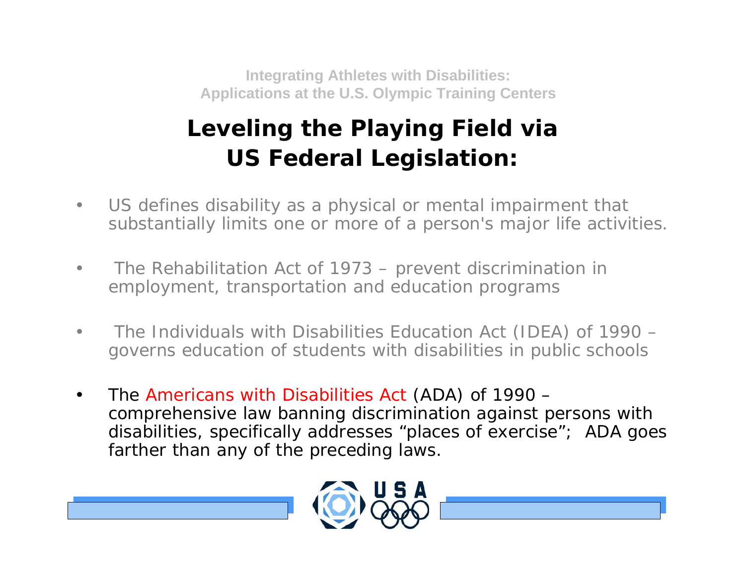# Leveling the Playing Field via US Federal Legislation:

- US defines disability as a physical or mental impairment that substantially limits one or more of a person's major life activities.
- The Rehabilitation Act of 1973 – prevent discrimination in employment, transportation and education programs
- The Individuals with Disabilities Education Act (IDEA) of 1990 – governs education of students with disabilities in public schools
- The Americans with Disabilities Act (ADA) of 1990 – comprehensive law banning discrimination against persons with disabilities, specifically addresses "places of exercise"; ADA goes farther than any of the preceding laws.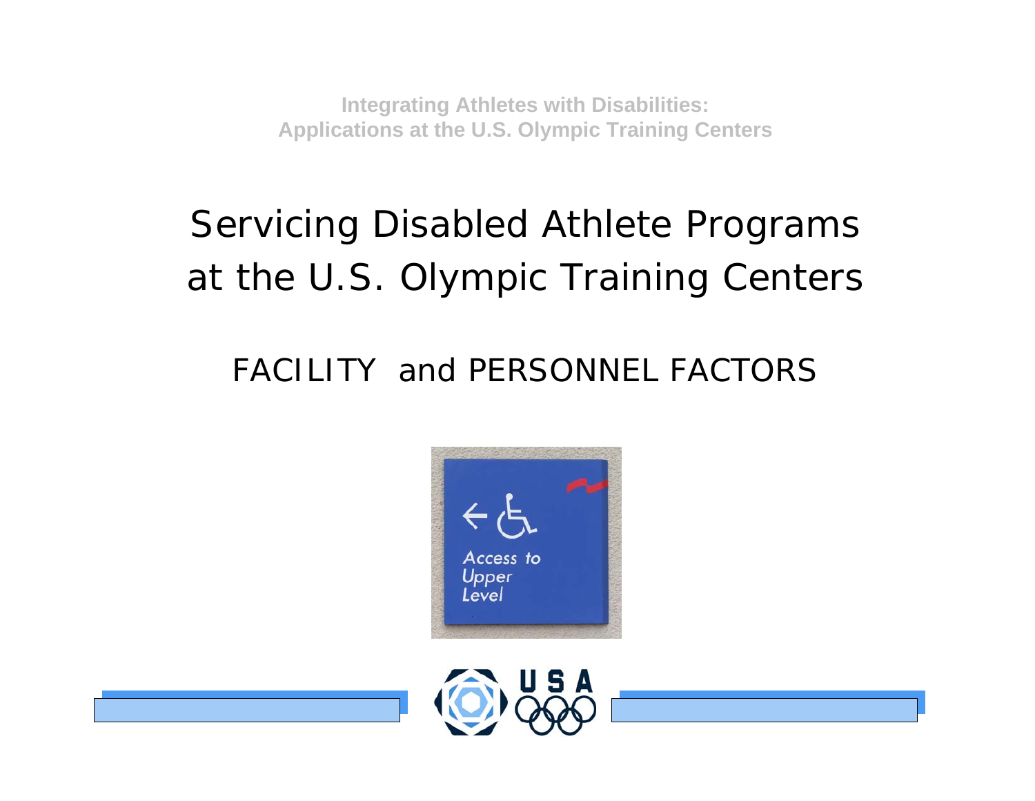Integrating Athletes with Disabilities:
Applications at the U.S. Olympic Training Centers

# Servicing Disabled Athlete Programs at the U.S. Olympic Training Centers

## FACILITY and PERSONNEL FACTORS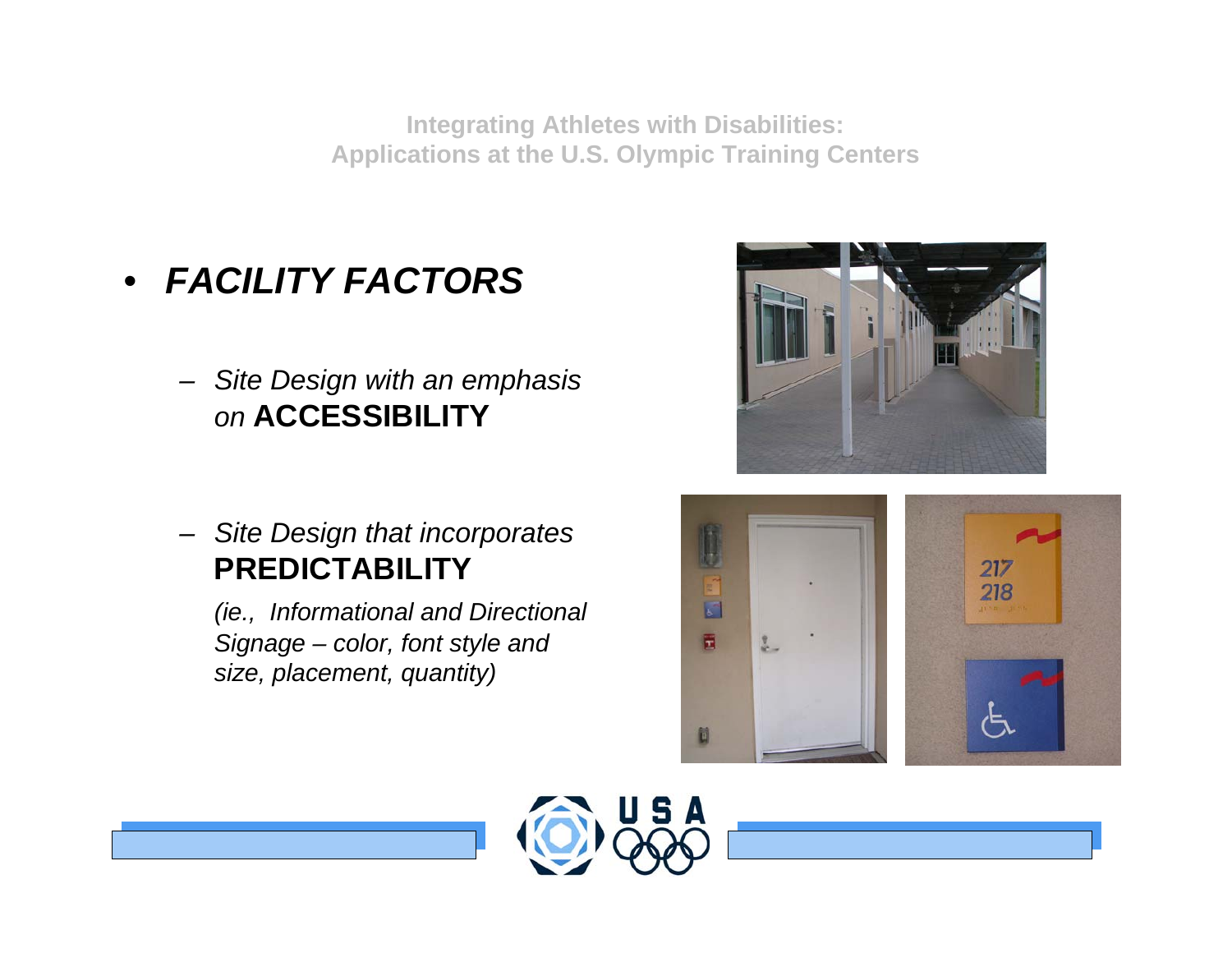Integrating Athletes with Disabilities:
Applications at the U.S. Olympic Training Centers

- ***FACILITY FACTORS***
  - *Site Design with an emphasis on* **ACCESSIBILITY**
  - *Site Design that incorporates* **PREDICTABILITY**

    *(ie., Informational and Directional Signage – color, font style and size, placement, quantity)*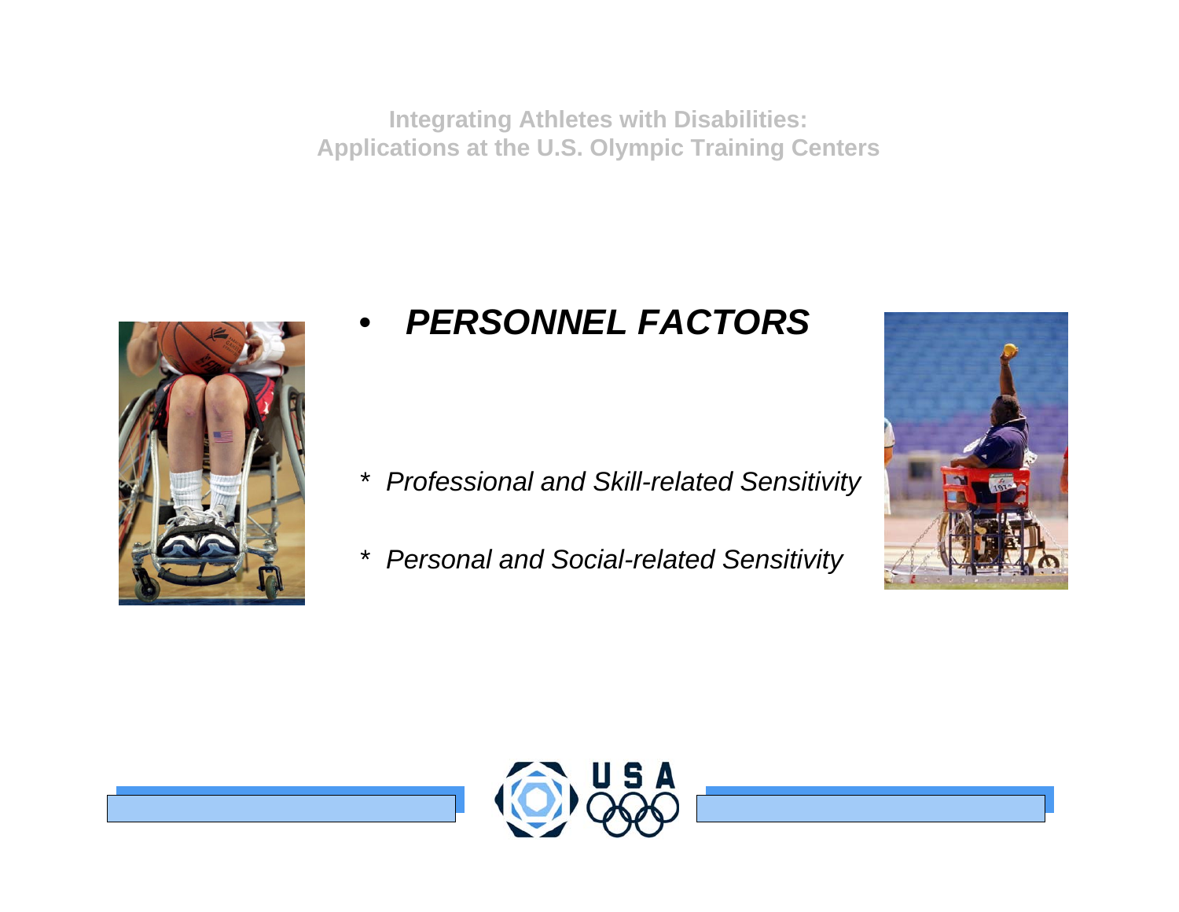Integrating Athletes with Disabilities:
Applications at the U.S. Olympic Training Centers

- ***PERSONNEL FACTORS***

*\* Professional and Skill-related Sensitivity*

*\* Personal and Social-related Sensitivity*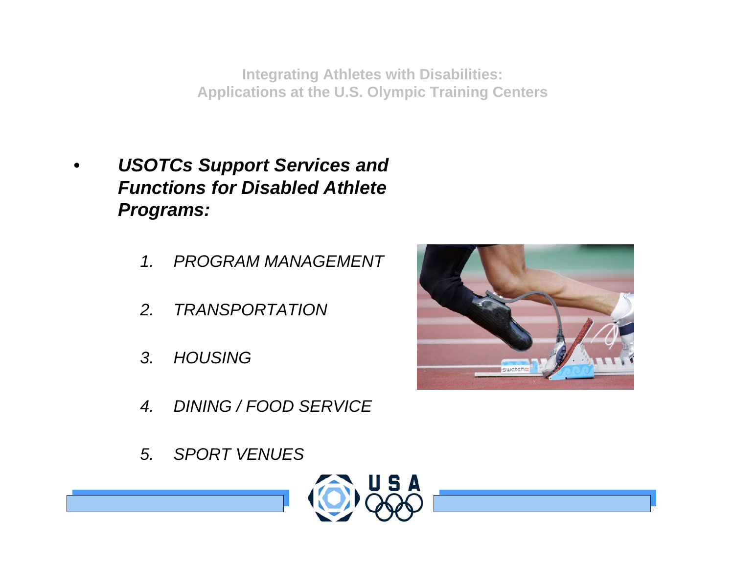- ***USOTCs Support Services and Functions for Disabled Athlete Programs:***

  1. *PROGRAM MANAGEMENT*
  2. *TRANSPORTATION*
  3. *HOUSING*
  4. *DINING / FOOD SERVICE*
  5. *SPORT VENUES*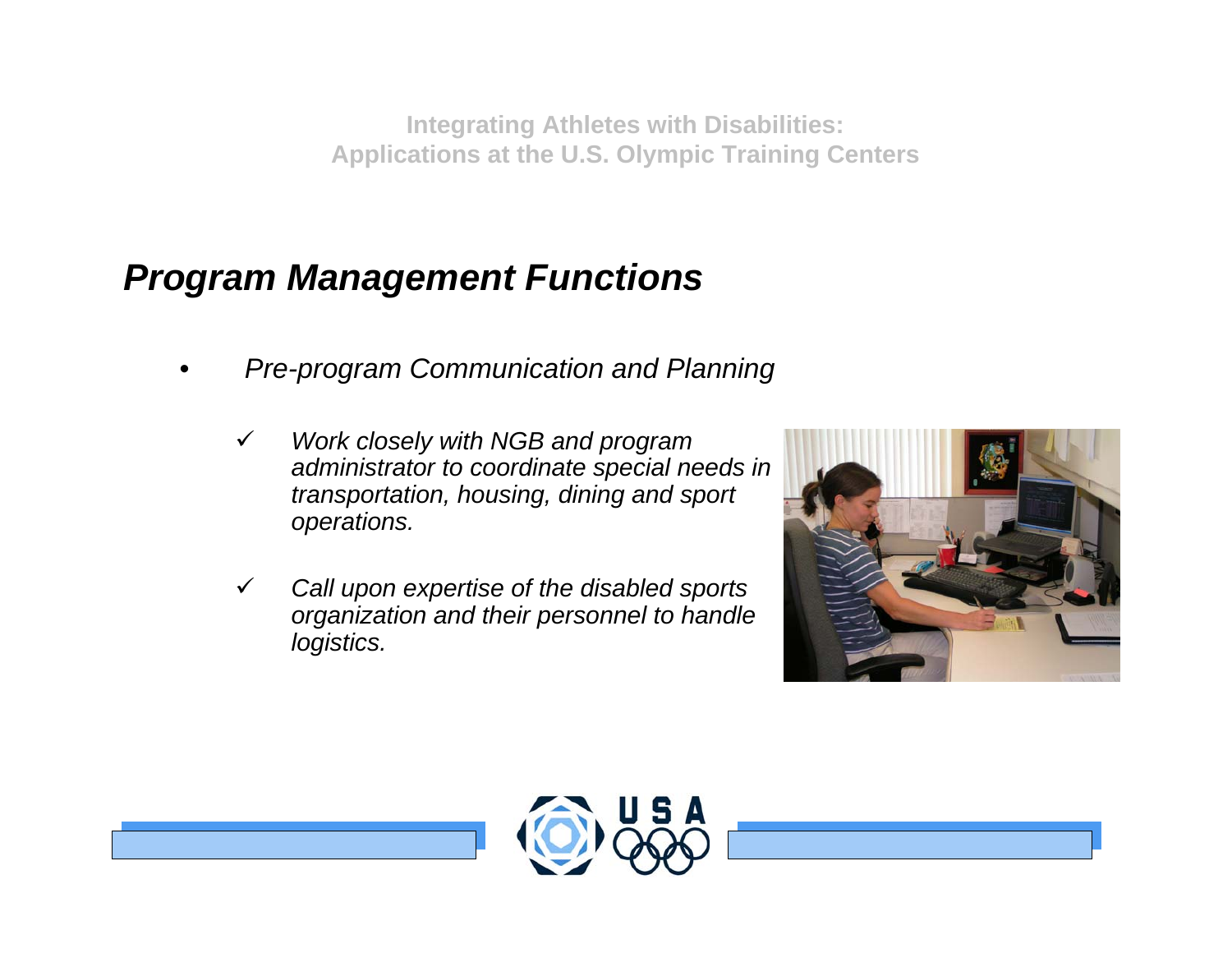## *Program Management Functions*

- *Pre-program Communication and Planning*
  - ✓ *Work closely with NGB and program administrator to coordinate special needs in transportation, housing, dining and sport operations.*
  - ✓ *Call upon expertise of the disabled sports organization and their personnel to handle logistics.*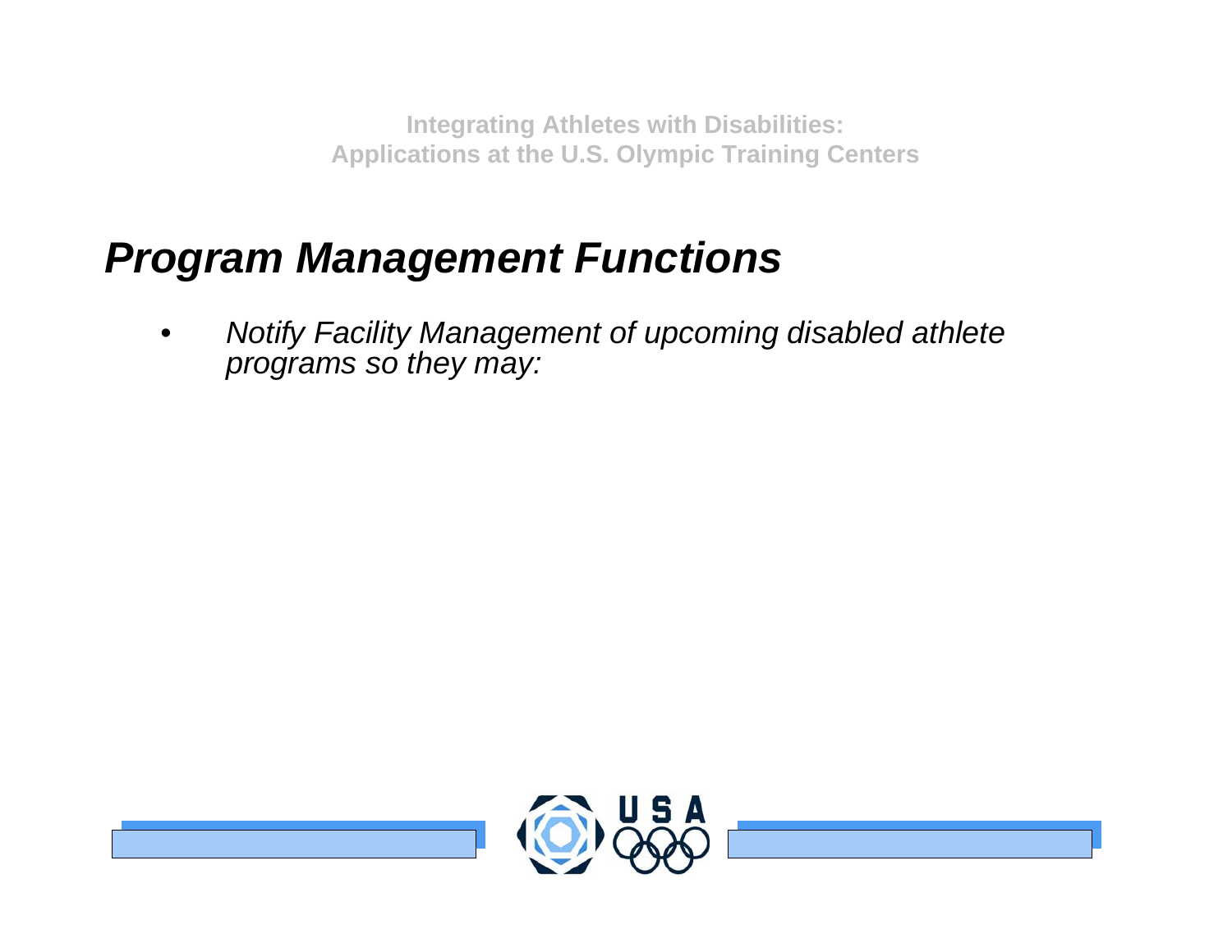## Program Management Functions

- *Notify Facility Management of upcoming disabled athlete programs so they may:*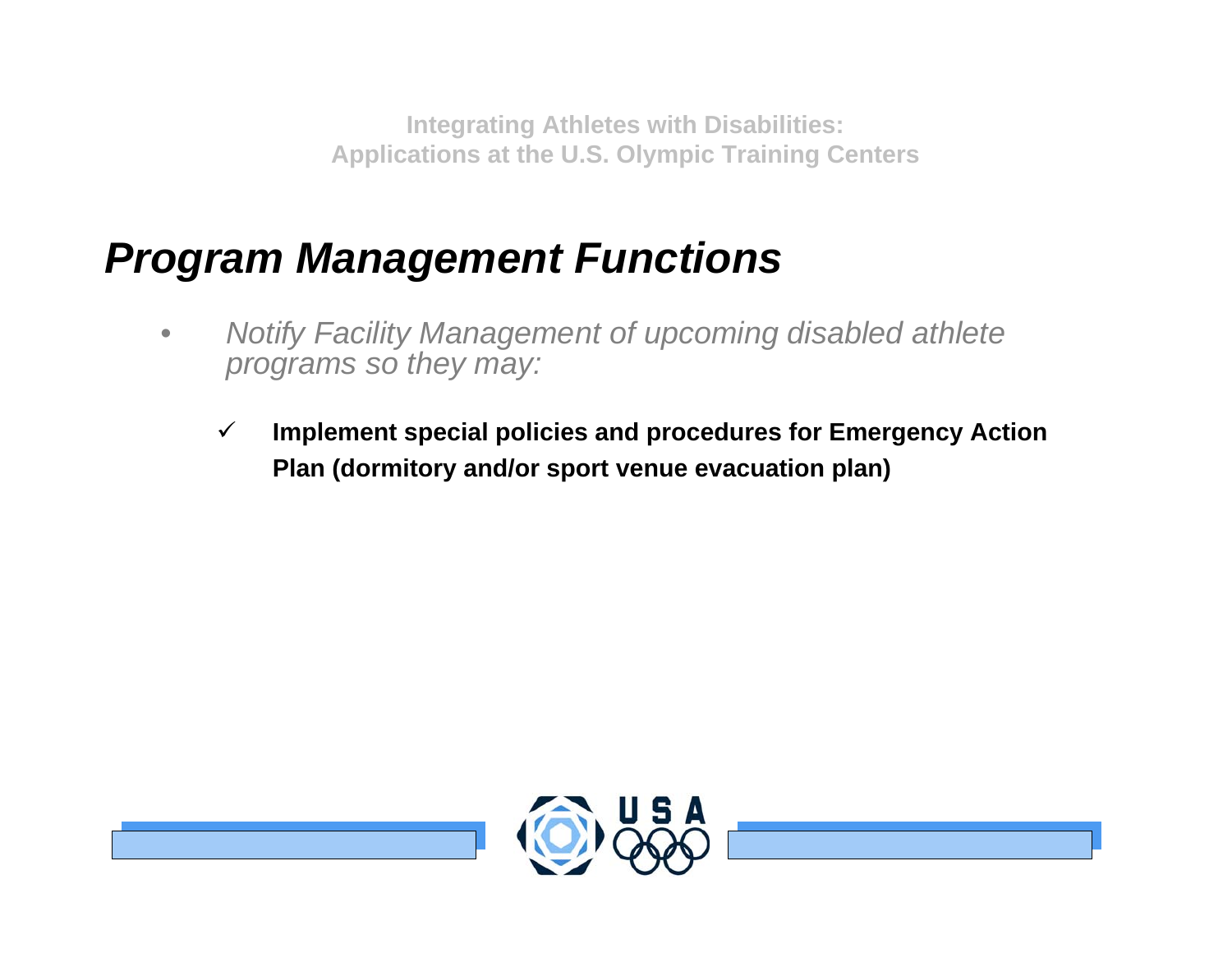# Program Management Functions

- *Notify Facility Management of upcoming disabled athlete programs so they may:*

  - ✓ **Implement special policies and procedures for Emergency Action Plan (dormitory and/or sport venue evacuation plan)**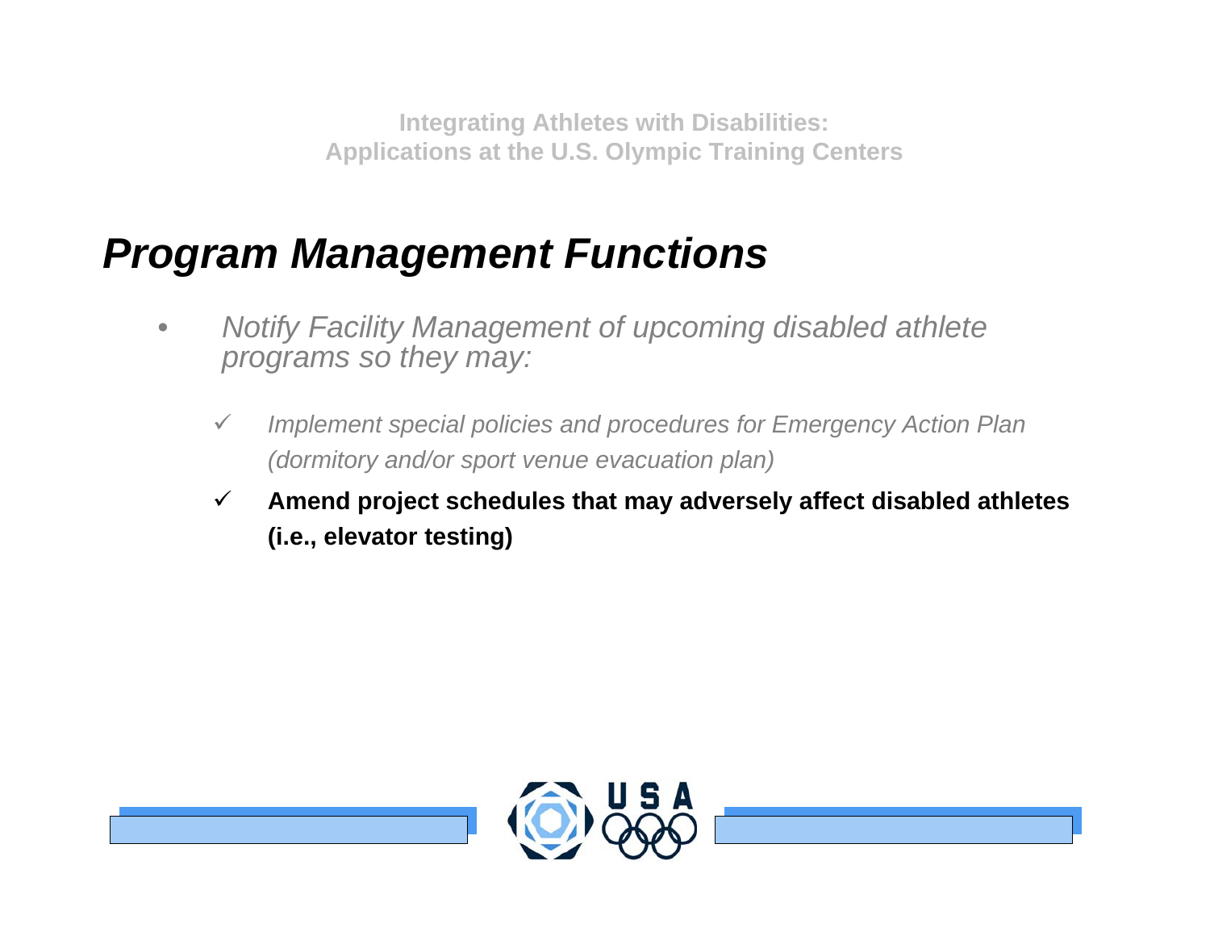Integrating Athletes with Disabilities:
Applications at the U.S. Olympic Training Centers

# *Program Management Functions*

- *Notify Facility Management of upcoming disabled athlete programs so they may:*
  - ✓ *Implement special policies and procedures for Emergency Action Plan (dormitory and/or sport venue evacuation plan)*
  - ✓ **Amend project schedules that may adversely affect disabled athletes (i.e., elevator testing)**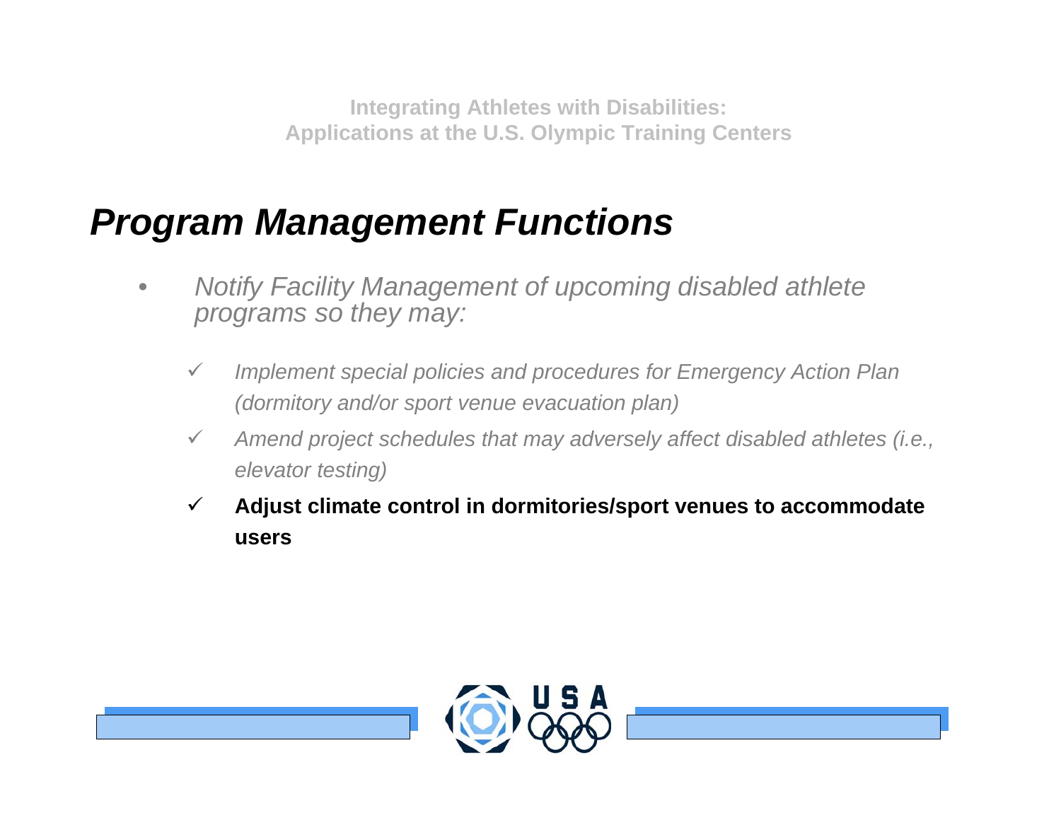Integrating Athletes with Disabilities:
Applications at the U.S. Olympic Training Centers

# *Program Management Functions*

- *Notify Facility Management of upcoming disabled athlete programs so they may:*
  - ✓ *Implement special policies and procedures for Emergency Action Plan (dormitory and/or sport venue evacuation plan)*
  - ✓ *Amend project schedules that may adversely affect disabled athletes (i.e., elevator testing)*
  - ✓ **Adjust climate control in dormitories/sport venues to accommodate users**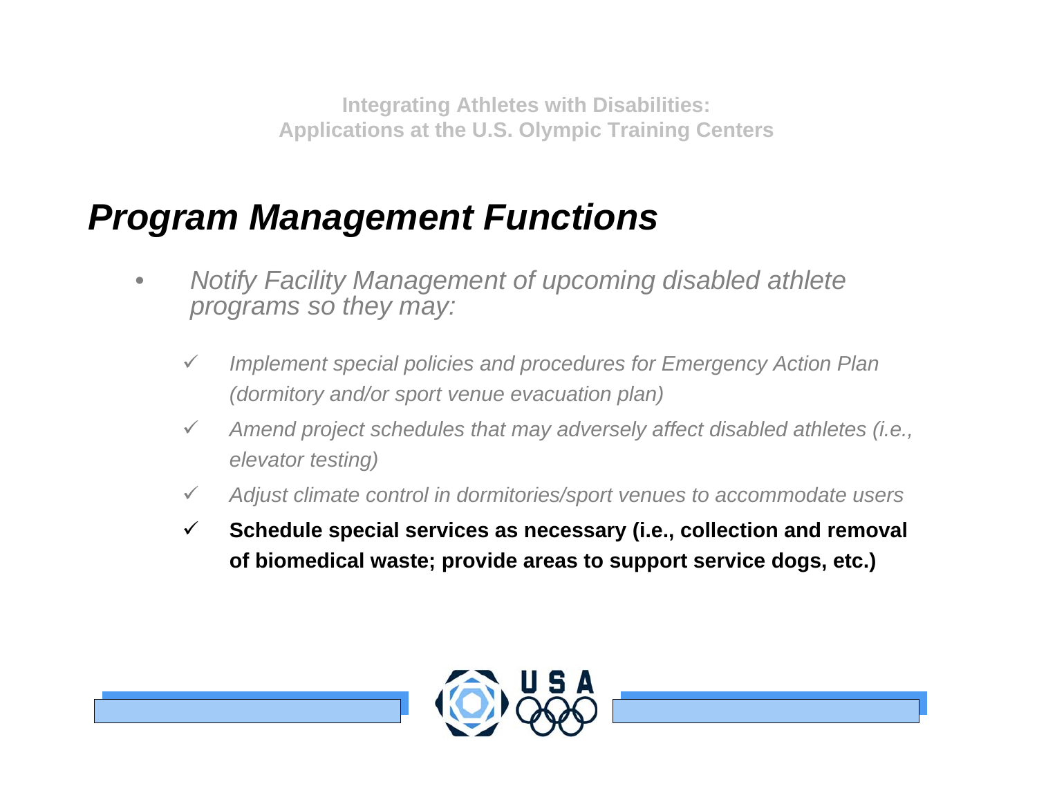Integrating Athletes with Disabilities:
Applications at the U.S. Olympic Training Centers

## *Program Management Functions*

- *Notify Facility Management of upcoming disabled athlete programs so they may:*
  - ✓ *Implement special policies and procedures for Emergency Action Plan (dormitory and/or sport venue evacuation plan)*
  - ✓ *Amend project schedules that may adversely affect disabled athletes (i.e., elevator testing)*
  - ✓ *Adjust climate control in dormitories/sport venues to accommodate users*
  - ✓ **Schedule special services as necessary (i.e., collection and removal of biomedical waste; provide areas to support service dogs, etc.)**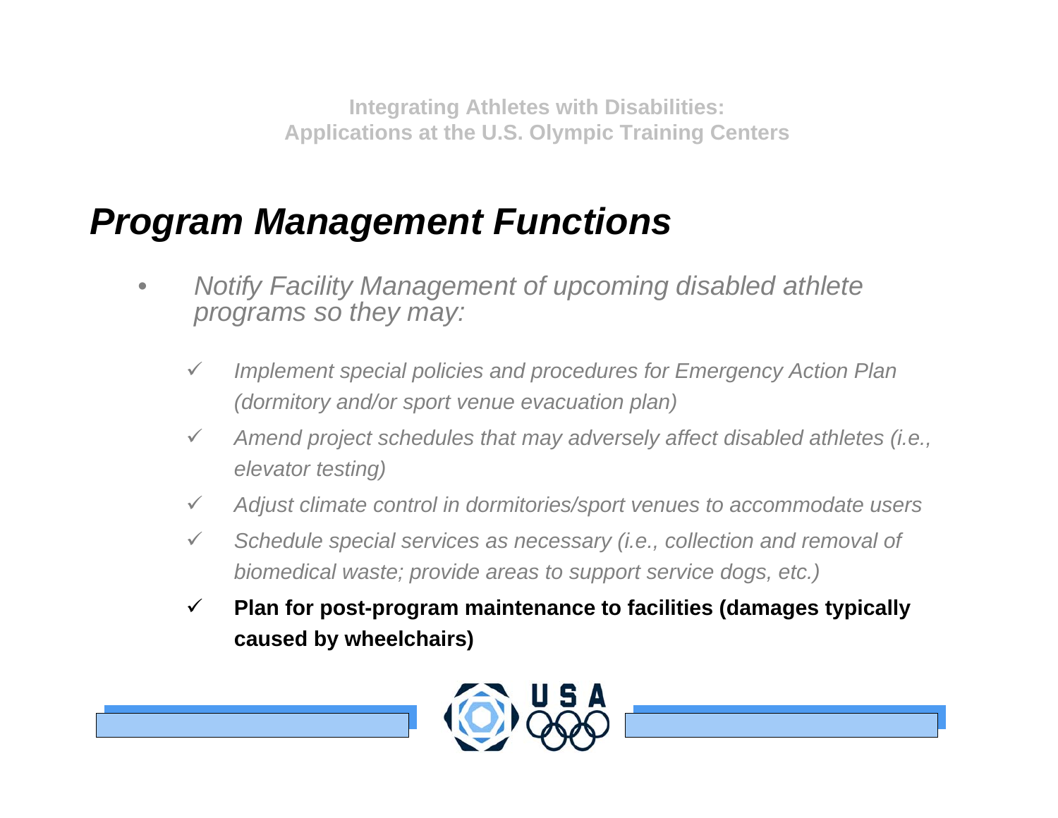# Program Management Functions

- *Notify Facility Management of upcoming disabled athlete programs so they may:*
  - ✓ *Implement special policies and procedures for Emergency Action Plan (dormitory and/or sport venue evacuation plan)*
  - ✓ *Amend project schedules that may adversely affect disabled athletes (i.e., elevator testing)*
  - ✓ *Adjust climate control in dormitories/sport venues to accommodate users*
  - ✓ *Schedule special services as necessary (i.e., collection and removal of biomedical waste; provide areas to support service dogs, etc.)*
  - ✓ **Plan for post-program maintenance to facilities (damages typically caused by wheelchairs)**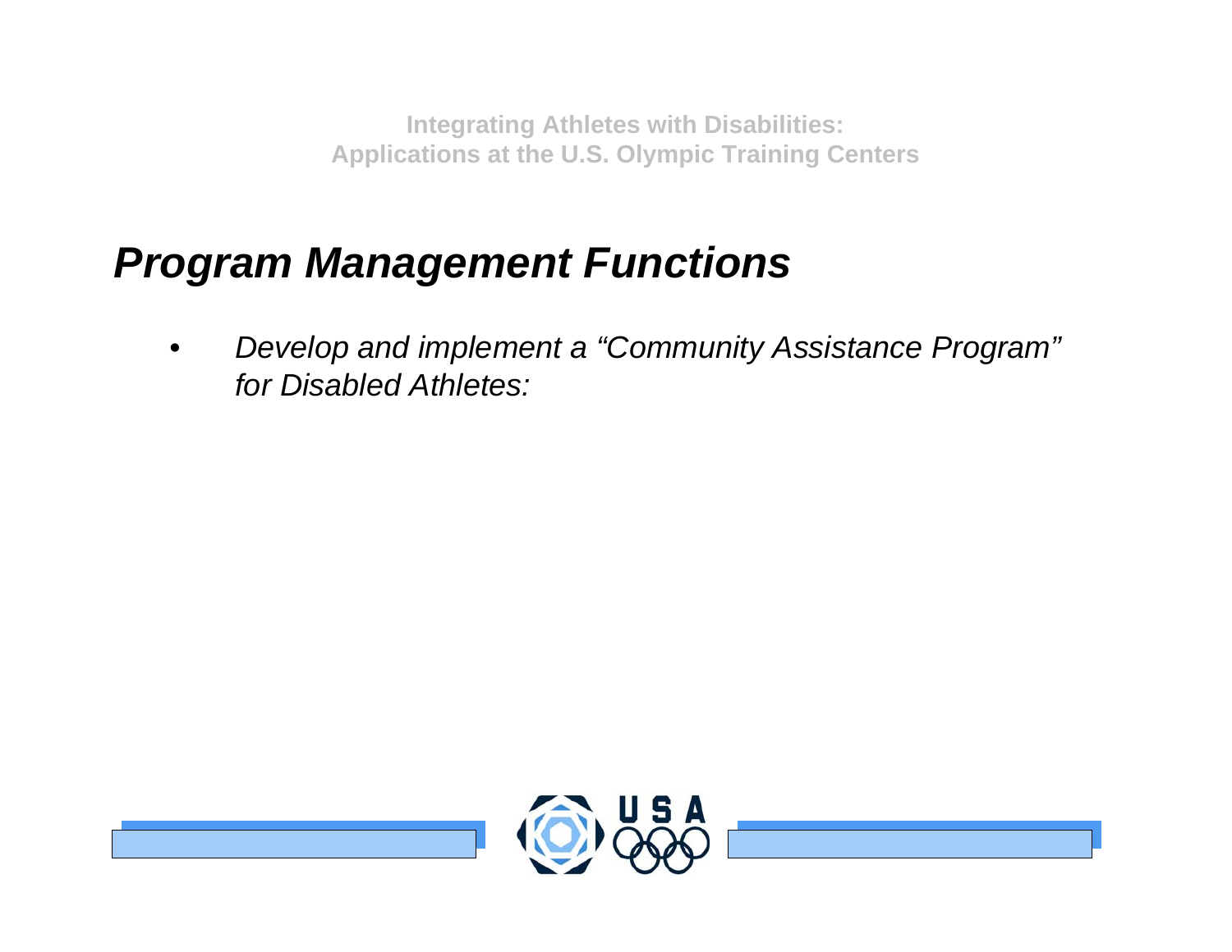## *Program Management Functions*

- *Develop and implement a “Community Assistance Program” for Disabled Athletes:*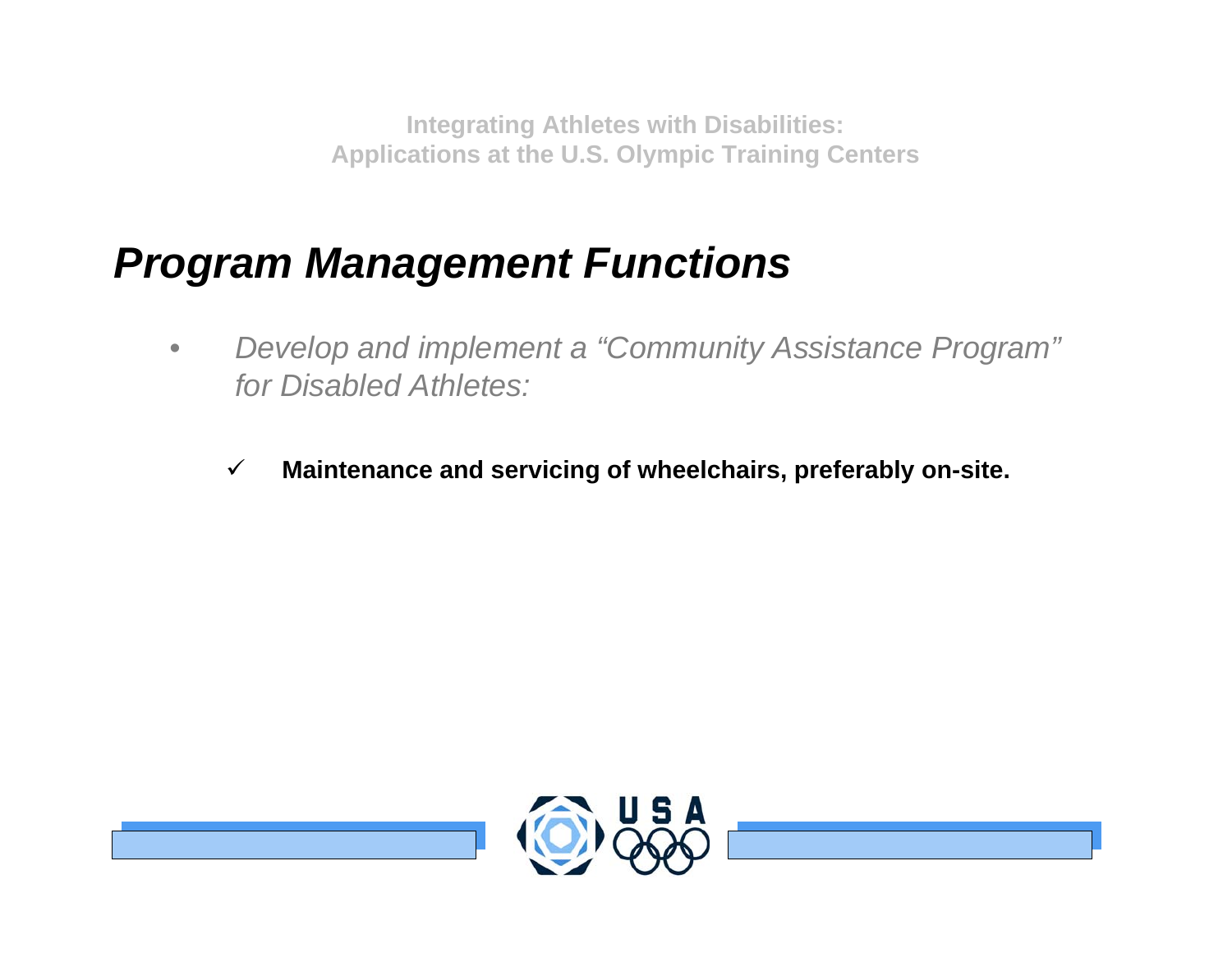# Program Management Functions

- *Develop and implement a "Community Assistance Program" for Disabled Athletes:*

  ✓ **Maintenance and servicing of wheelchairs, preferably on-site.**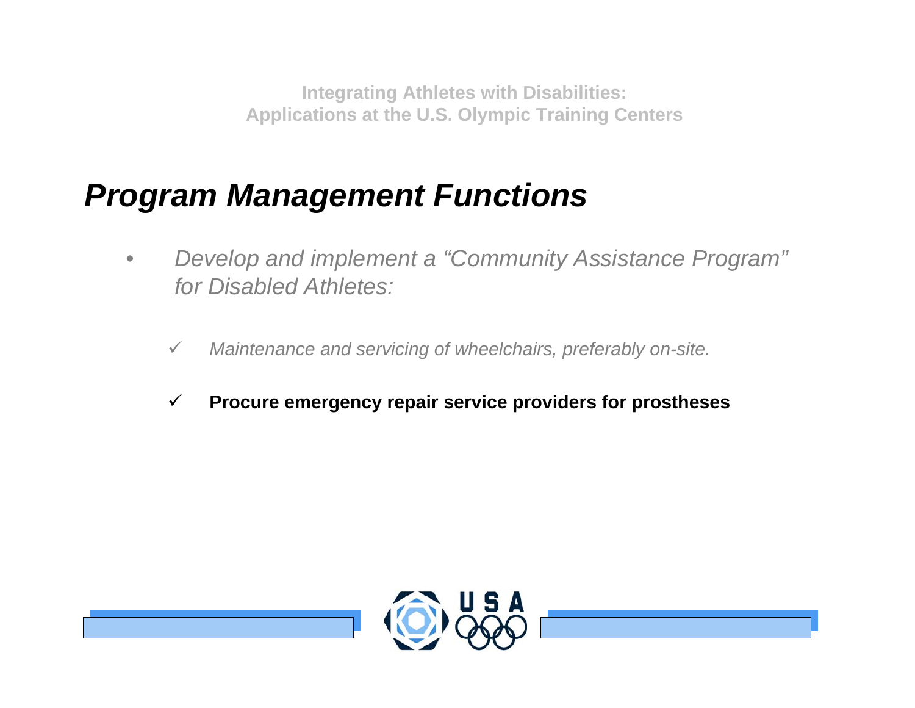# Program Management Functions

- *Develop and implement a "Community Assistance Program" for Disabled Athletes:*
  - ✓ *Maintenance and servicing of wheelchairs, preferably on-site.*
  - ✓ **Procure emergency repair service providers for prostheses**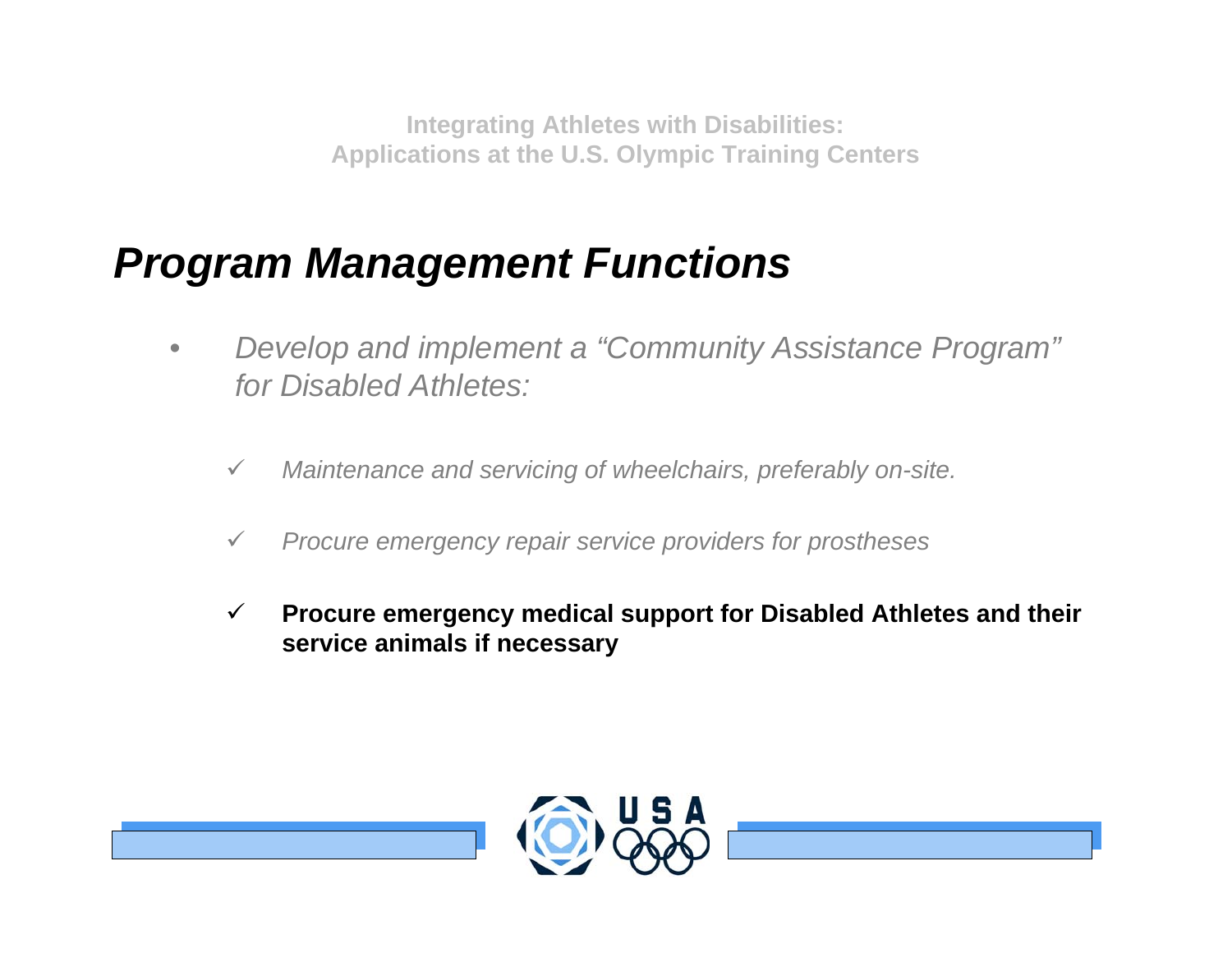## Program Management Functions

- *Develop and implement a "Community Assistance Program" for Disabled Athletes:*
  - ✓ *Maintenance and servicing of wheelchairs, preferably on-site.*
  - ✓ *Procure emergency repair service providers for prostheses*
  - ✓ **Procure emergency medical support for Disabled Athletes and their service animals if necessary**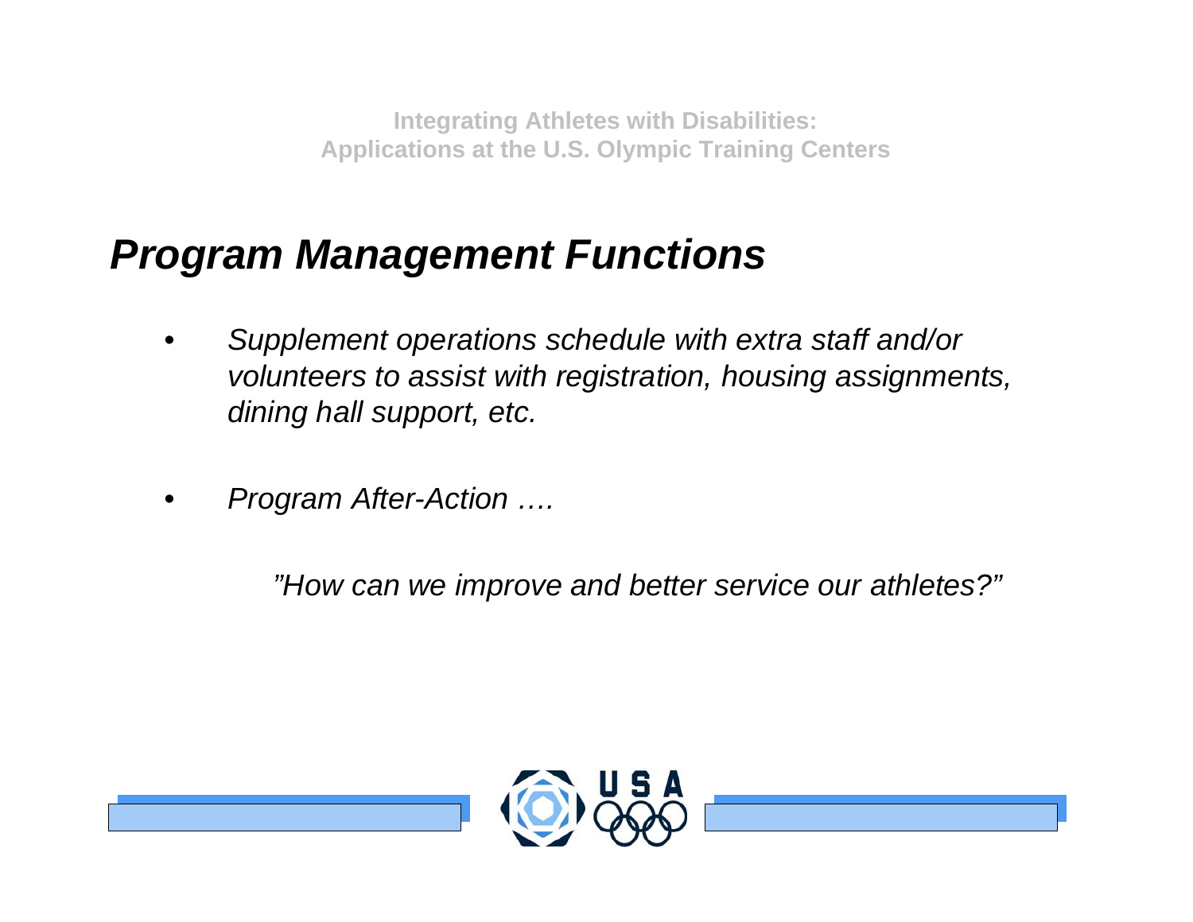## *Program Management Functions*

- *Supplement operations schedule with extra staff and/or volunteers to assist with registration, housing assignments, dining hall support, etc.*
- *Program After-Action ….*

  *"How can we improve and better service our athletes?"*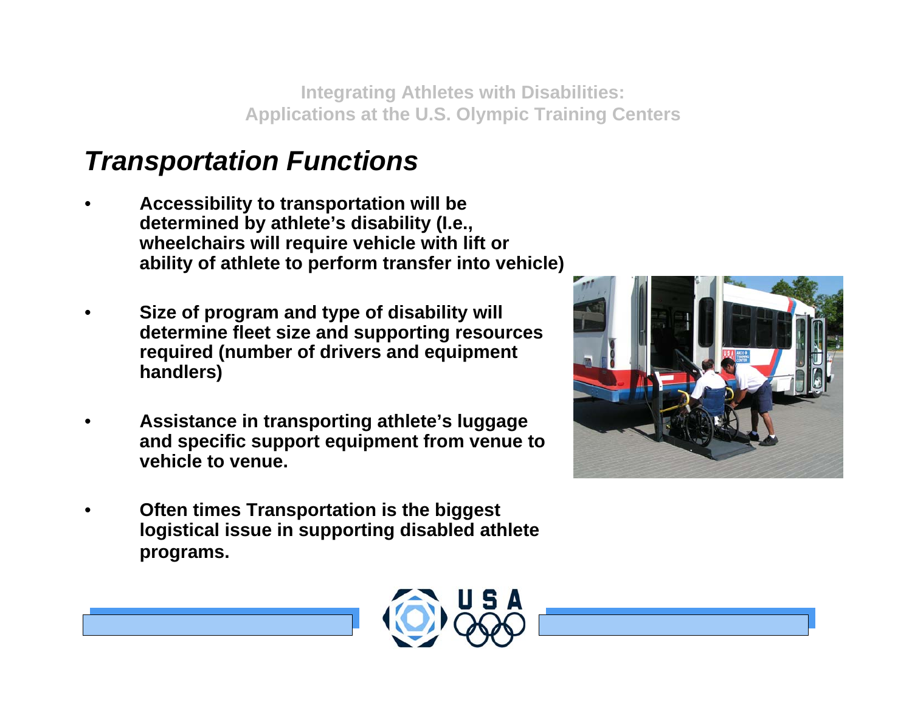## Transportation Functions

- **Accessibility to transportation will be determined by athlete's disability (I.e., wheelchairs will require vehicle with lift or ability of athlete to perform transfer into vehicle)**
- **Size of program and type of disability will determine fleet size and supporting resources required (number of drivers and equipment handlers)**
- **Assistance in transporting athlete's luggage and specific support equipment from venue to vehicle to venue.**
- **Often times Transportation is the biggest logistical issue in supporting disabled athlete programs.**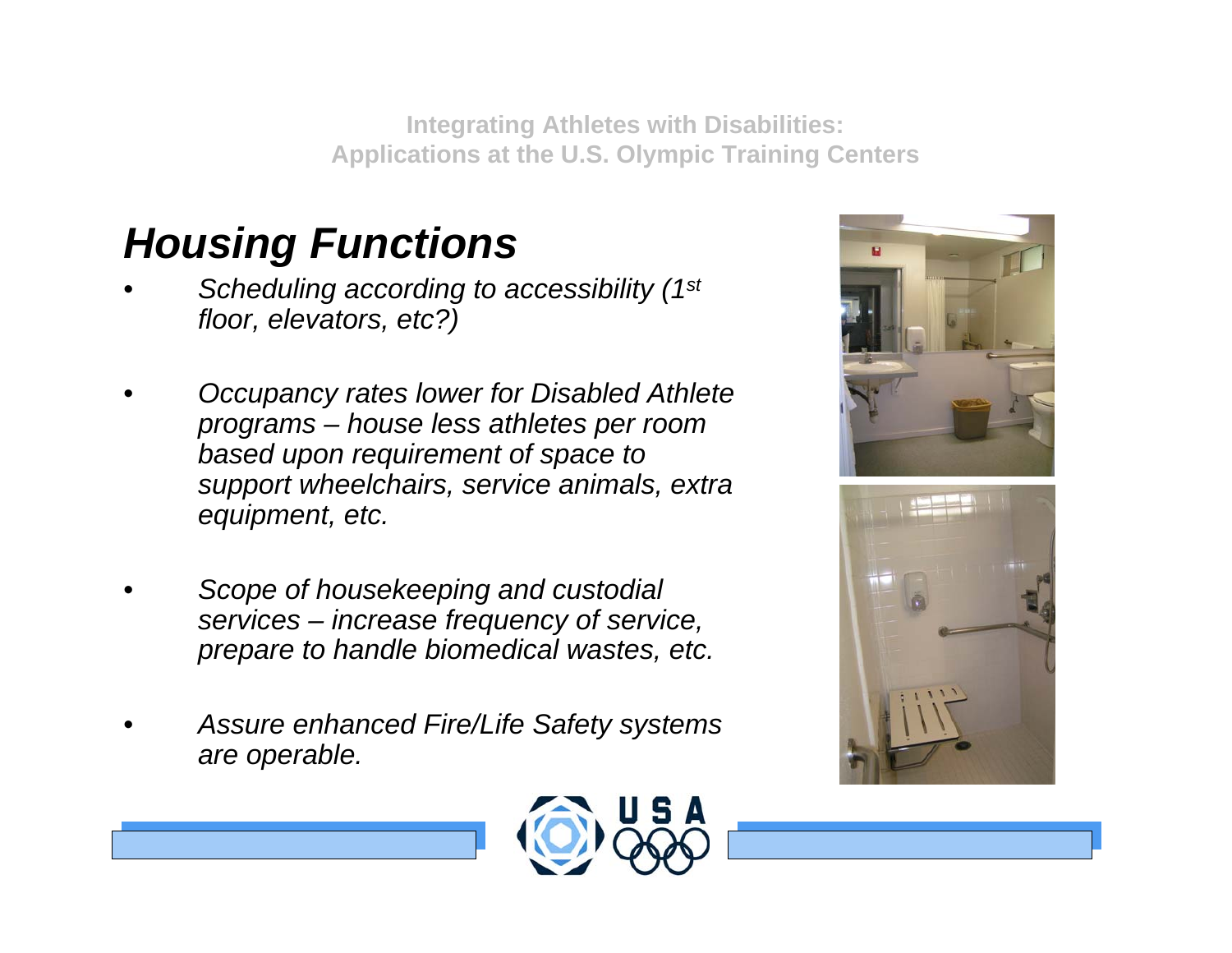# Housing Functions

- *Scheduling according to accessibility (1st floor, elevators, etc?)*
- *Occupancy rates lower for Disabled Athlete programs – house less athletes per room based upon requirement of space to support wheelchairs, service animals, extra equipment, etc.*
- *Scope of housekeeping and custodial services – increase frequency of service, prepare to handle biomedical wastes, etc.*
- *Assure enhanced Fire/Life Safety systems are operable.*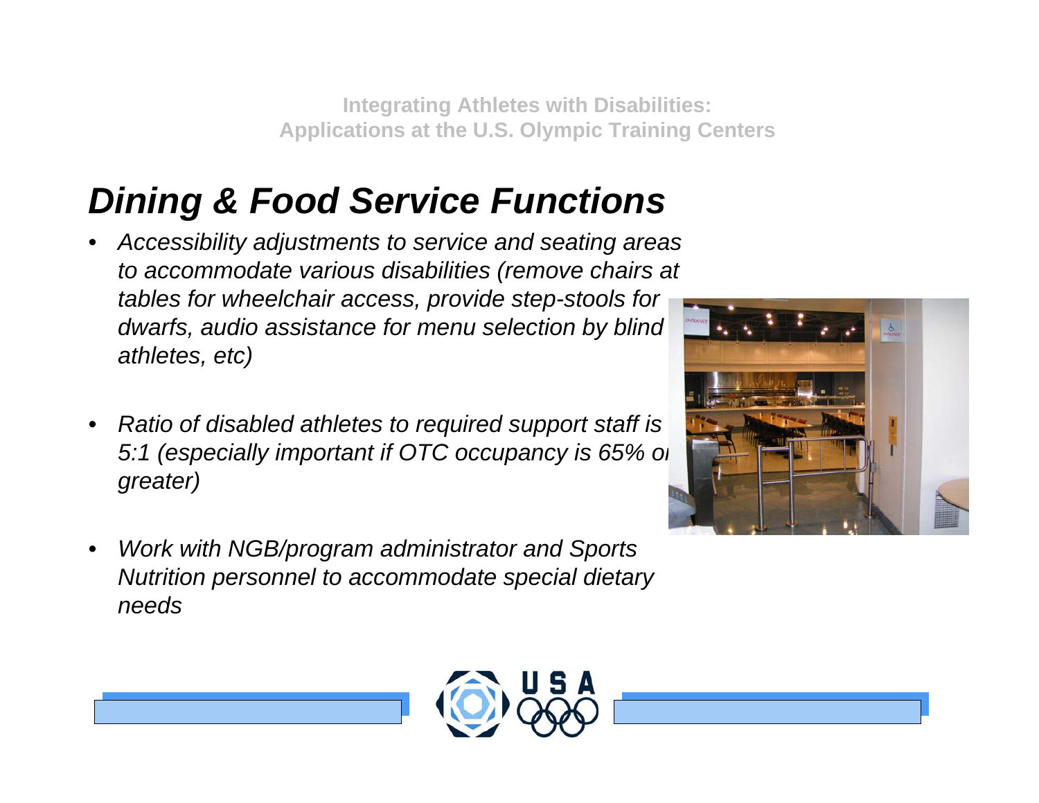# *Dining & Food Service Functions*

- *Accessibility adjustments to service and seating areas to accommodate various disabilities (remove chairs at tables for wheelchair access, provide step-stools for dwarfs, audio assistance for menu selection by blind athletes, etc)*
- *Ratio of disabled athletes to required support staff is 5:1 (especially important if OTC occupancy is 65% or greater)*
- *Work with NGB/program administrator and Sports Nutrition personnel to accommodate special dietary needs*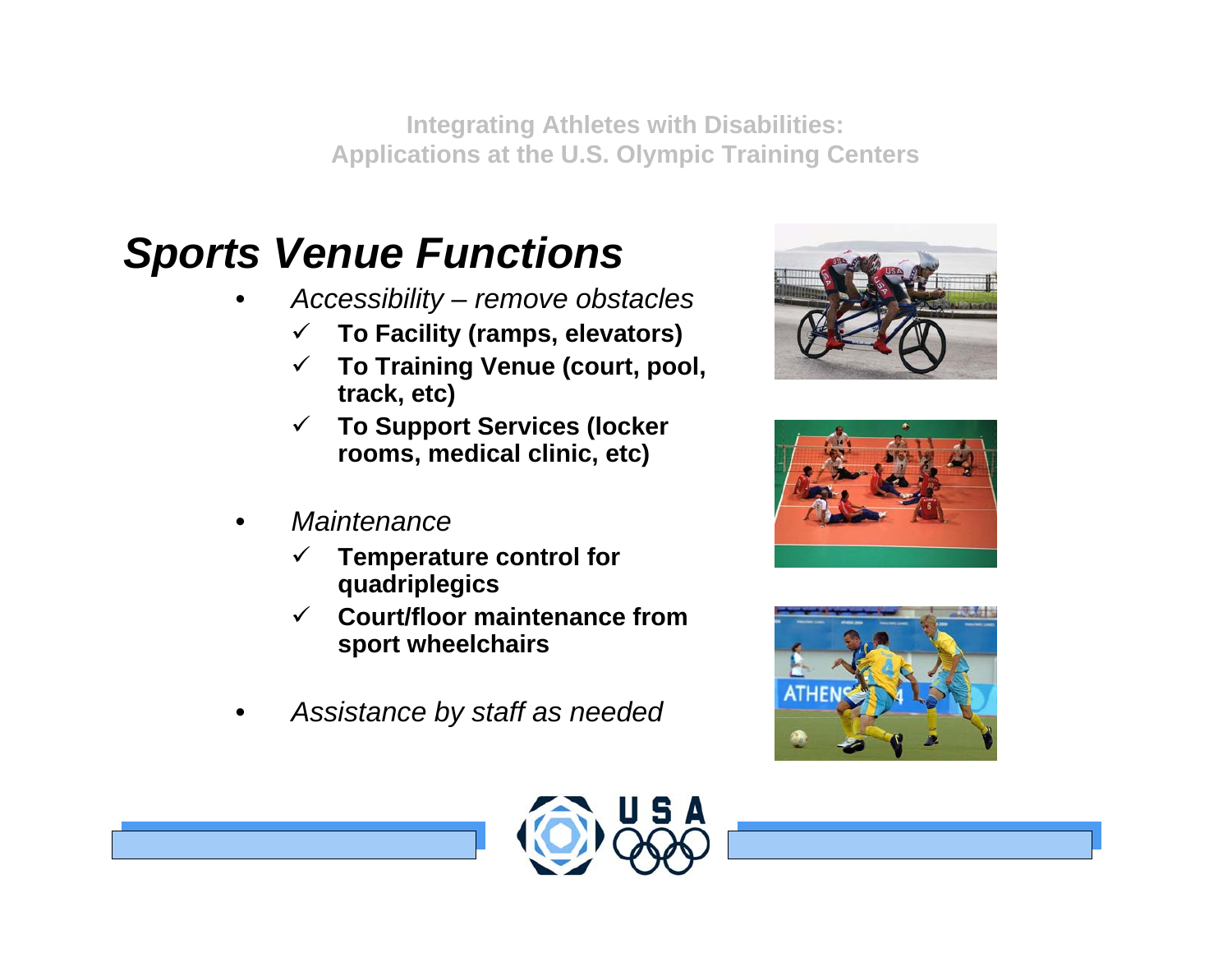# Sports Venue Functions

- *Accessibility – remove obstacles*
  - ✓ **To Facility (ramps, elevators)**
  - ✓ **To Training Venue (court, pool, track, etc)**
  - ✓ **To Support Services (locker rooms, medical clinic, etc)**
- *Maintenance*
  - ✓ **Temperature control for quadriplegics**
  - ✓ **Court/floor maintenance from sport wheelchairs**
- *Assistance by staff as needed*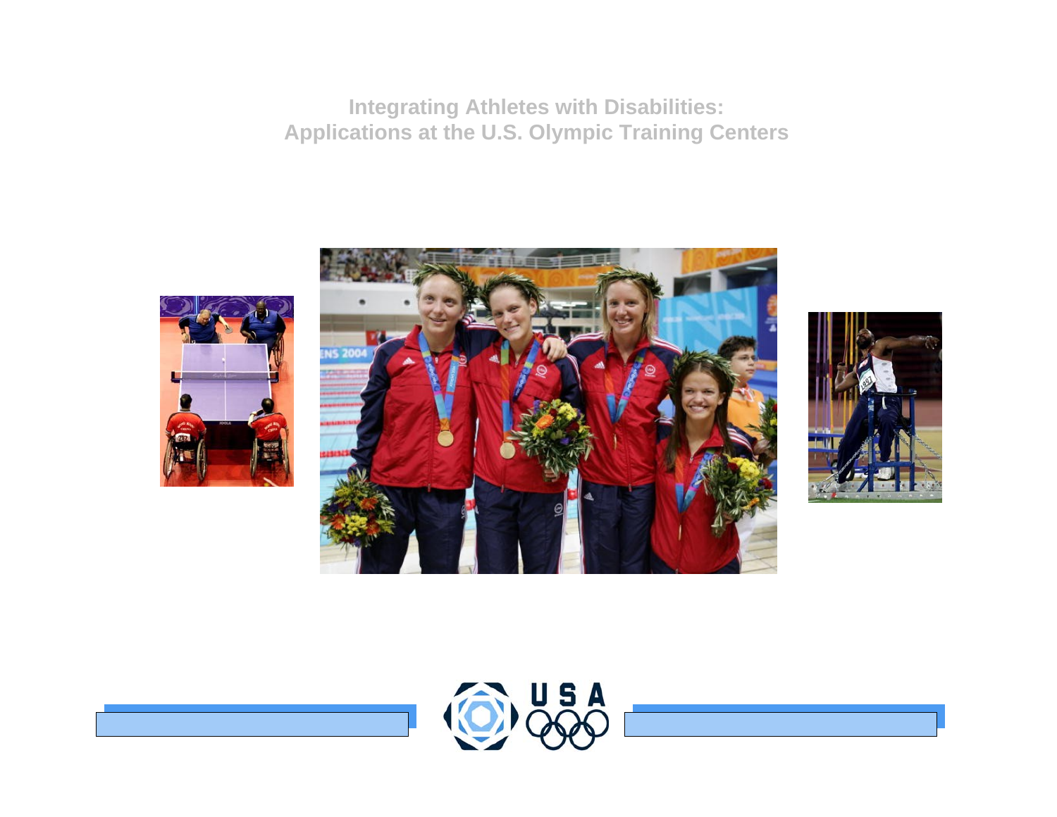# Integrating Athletes with Disabilities:
# Applications at the U.S. Olympic Training Centers